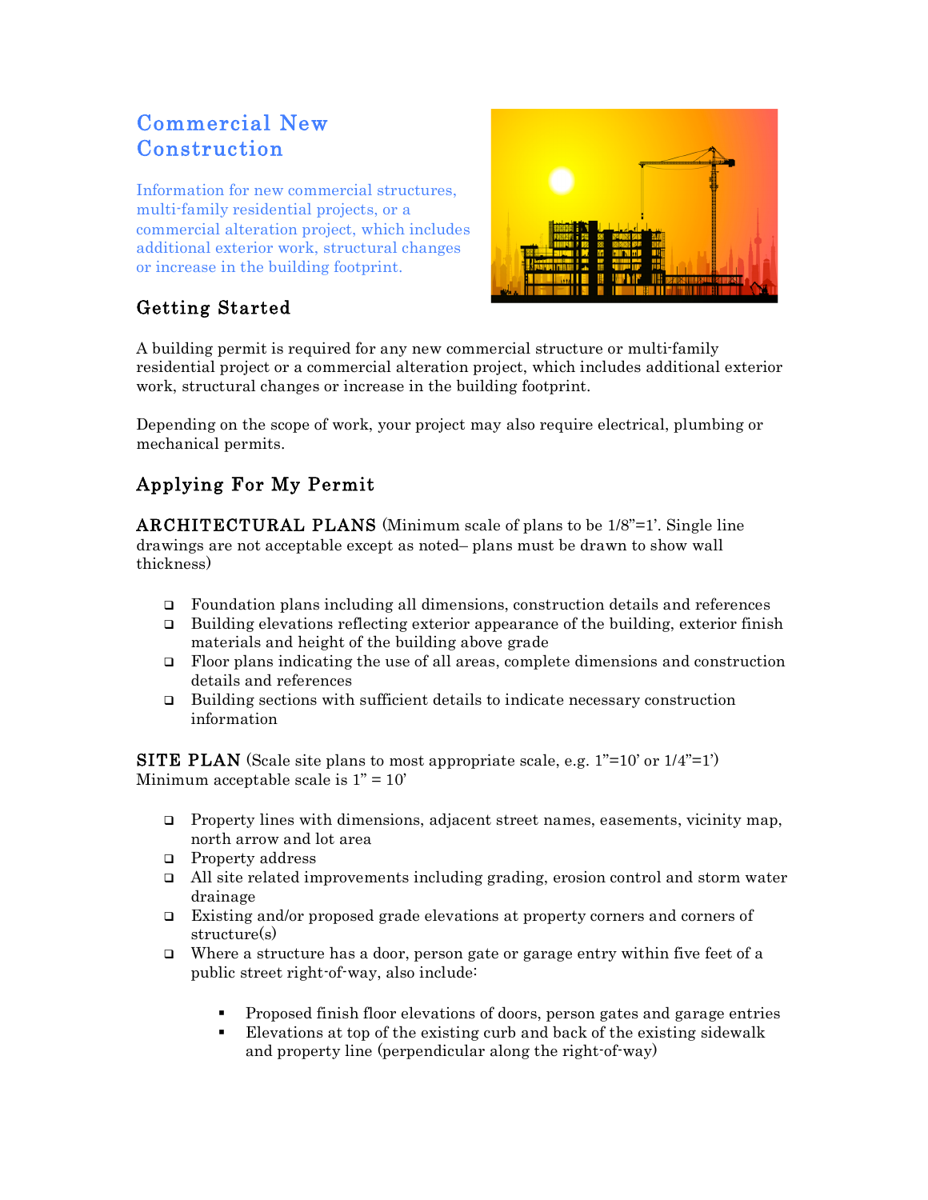# Commercial New Construction

Information for new commercial structures, multi-family residential projects, or a commercial alteration project, which includes additional exterior work, structural changes or increase in the building footprint.

## Getting Started

A building permit is required for any new commercial structure or multi-family residential project or a commercial alteration project, which includes additional exterior work, structural changes or increase in the building footprint.

Depending on the scope of work, your project may also require electrical, plumbing or mechanical permits.

## Applying For My Permit

**ARCHITECTURAL PLANS** (Minimum scale of plans to be 1/8"=1'. Single line drawings are not acceptable except as noted– plans must be drawn to show wall thickness)

- ❑ Foundation plans including all dimensions, construction details and references
- ❑ Building elevations reflecting exterior appearance of the building, exterior finish materials and height of the building above grade
- ❑ Floor plans indicating the use of all areas, complete dimensions and construction details and references
- ❑ Building sections with sufficient details to indicate necessary construction information

**SITE PLAN** (Scale site plans to most appropriate scale, e.g. 1"=10' or 1/4"=1') Minimum acceptable scale is 1" = 10'

- ❑ Property lines with dimensions, adjacent street names, easements, vicinity map, north arrow and lot area
- ❑ Property address
- ❑ All site related improvements including grading, erosion control and storm water drainage
- ❑ Existing and/or proposed grade elevations at property corners and corners of structure(s)
- ❑ Where a structure has a door, person gate or garage entry within five feet of a public street right-of-way, also include:
  - Proposed finish floor elevations of doors, person gates and garage entries
  - Elevations at top of the existing curb and back of the existing sidewalk and property line (perpendicular along the right-of-way)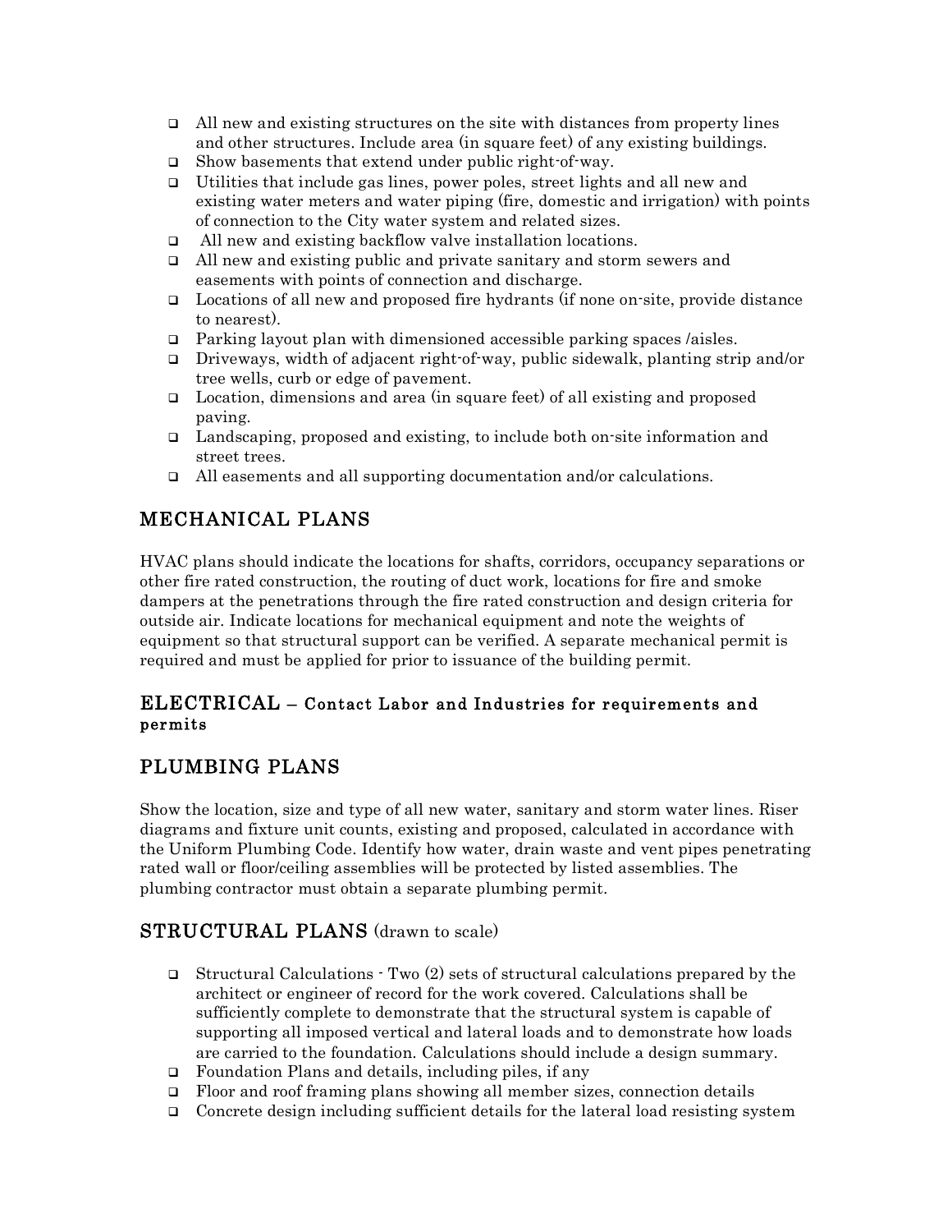- All new and existing structures on the site with distances from property lines and other structures. Include area (in square feet) of any existing buildings.
- Show basements that extend under public right-of-way.
- Utilities that include gas lines, power poles, street lights and all new and existing water meters and water piping (fire, domestic and irrigation) with points of connection to the City water system and related sizes.
- All new and existing backflow valve installation locations.
- All new and existing public and private sanitary and storm sewers and easements with points of connection and discharge.
- Locations of all new and proposed fire hydrants (if none on-site, provide distance to nearest).
- Parking layout plan with dimensioned accessible parking spaces /aisles.
- Driveways, width of adjacent right-of-way, public sidewalk, planting strip and/or tree wells, curb or edge of pavement.
- Location, dimensions and area (in square feet) of all existing and proposed paving.
- Landscaping, proposed and existing, to include both on-site information and street trees.
- All easements and all supporting documentation and/or calculations.

## MECHANICAL PLANS

HVAC plans should indicate the locations for shafts, corridors, occupancy separations or other fire rated construction, the routing of duct work, locations for fire and smoke dampers at the penetrations through the fire rated construction and design criteria for outside air. Indicate locations for mechanical equipment and note the weights of equipment so that structural support can be verified. A separate mechanical permit is required and must be applied for prior to issuance of the building permit.

## ELECTRICAL – Contact Labor and Industries for requirements and permits

## PLUMBING PLANS

Show the location, size and type of all new water, sanitary and storm water lines. Riser diagrams and fixture unit counts, existing and proposed, calculated in accordance with the Uniform Plumbing Code. Identify how water, drain waste and vent pipes penetrating rated wall or floor/ceiling assemblies will be protected by listed assemblies. The plumbing contractor must obtain a separate plumbing permit.

## STRUCTURAL PLANS (drawn to scale)

- Structural Calculations - Two (2) sets of structural calculations prepared by the architect or engineer of record for the work covered. Calculations shall be sufficiently complete to demonstrate that the structural system is capable of supporting all imposed vertical and lateral loads and to demonstrate how loads are carried to the foundation. Calculations should include a design summary.
- Foundation Plans and details, including piles, if any
- Floor and roof framing plans showing all member sizes, connection details
- Concrete design including sufficient details for the lateral load resisting system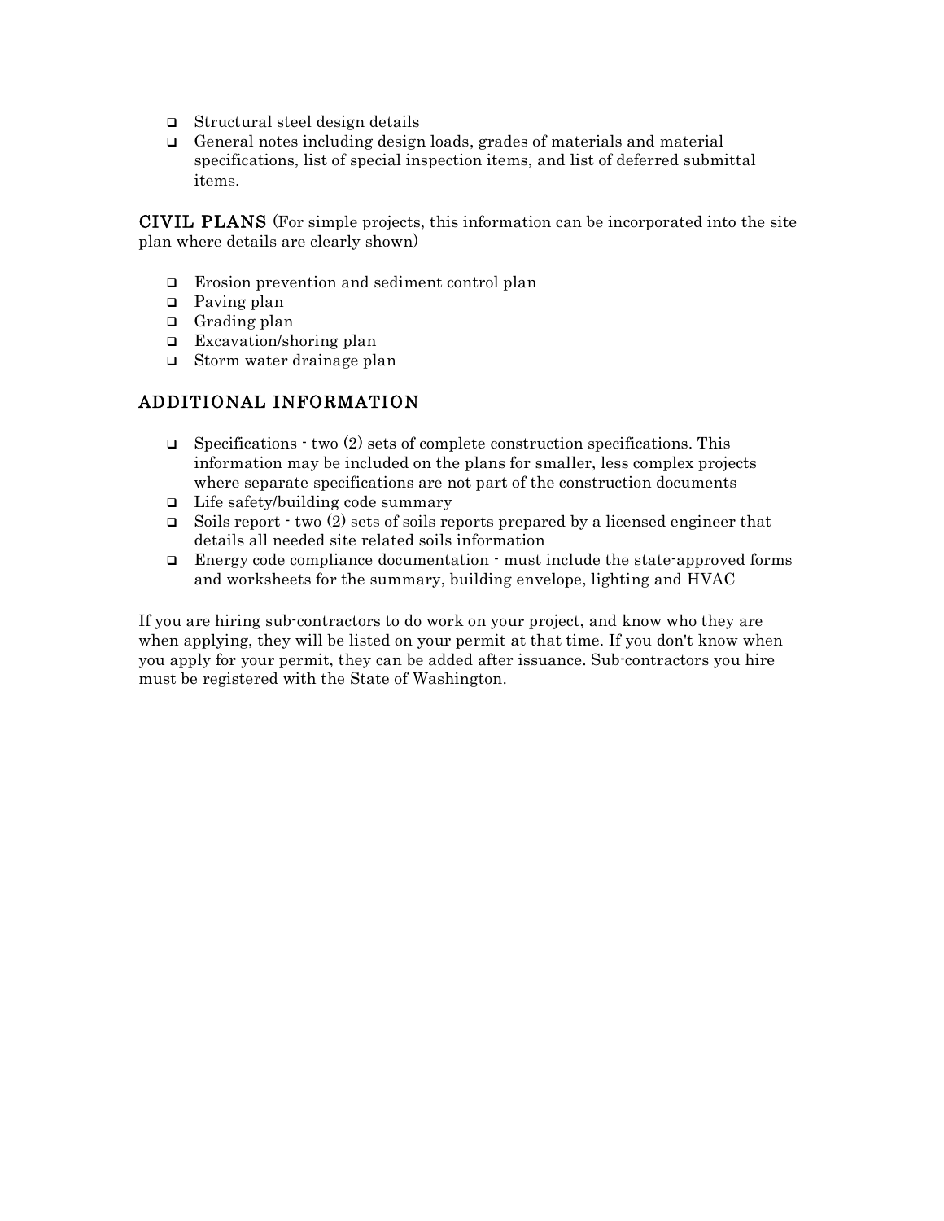- Structural steel design details
- General notes including design loads, grades of materials and material specifications, list of special inspection items, and list of deferred submittal items.

**CIVIL PLANS** (For simple projects, this information can be incorporated into the site plan where details are clearly shown)

- Erosion prevention and sediment control plan
- Paving plan
- Grading plan
- Excavation/shoring plan
- Storm water drainage plan

## ADDITIONAL INFORMATION

- Specifications - two (2) sets of complete construction specifications. This information may be included on the plans for smaller, less complex projects where separate specifications are not part of the construction documents
- Life safety/building code summary
- Soils report - two (2) sets of soils reports prepared by a licensed engineer that details all needed site related soils information
- Energy code compliance documentation - must include the state-approved forms and worksheets for the summary, building envelope, lighting and HVAC

If you are hiring sub-contractors to do work on your project, and know who they are when applying, they will be listed on your permit at that time. If you don't know when you apply for your permit, they can be added after issuance. Sub-contractors you hire must be registered with the State of Washington.